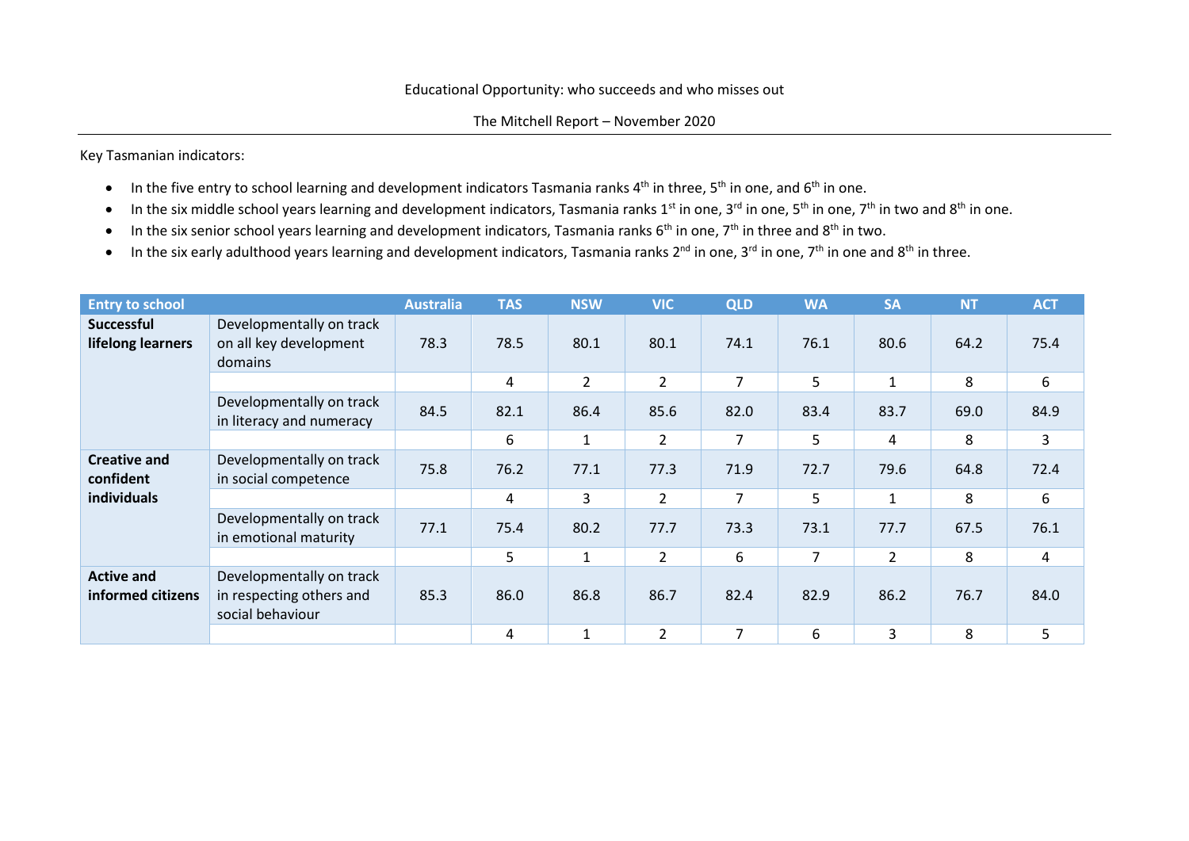Educational Opportunity: who succeeds and who misses out

The Mitchell Report – November 2020

Key Tasmanian indicators:

- In the five entry to school learning and development indicators Tasmania ranks 4th in three, 5th in one, and 6th in one.
- In the six middle school years learning and development indicators, Tasmania ranks 1st in one, 3rd in one, 5th in one, 7th in two and 8th in one.
- In the six senior school years learning and development indicators, Tasmania ranks 6th in one, 7th in three and 8th in two.
- In the six early adulthood years learning and development indicators, Tasmania ranks 2nd in one, 3rd in one, 7th in one and 8th in three.

| Entry to school | | Australia | TAS | NSW | VIC | QLD | WA | SA | NT | ACT |
|---|---|---|---|---|---|---|---|---|---|---|
| **Successful lifelong learners** | Developmentally on track on all key development domains | 78.3 | 78.5 | 80.1 | 80.1 | 74.1 | 76.1 | 80.6 | 64.2 | 75.4 |
| | | | 4 | 2 | 2 | 7 | 5 | 1 | 8 | 6 |
| | Developmentally on track in literacy and numeracy | 84.5 | 82.1 | 86.4 | 85.6 | 82.0 | 83.4 | 83.7 | 69.0 | 84.9 |
| | | | 6 | 1 | 2 | 7 | 5 | 4 | 8 | 3 |
| **Creative and confident individuals** | Developmentally on track in social competence | 75.8 | 76.2 | 77.1 | 77.3 | 71.9 | 72.7 | 79.6 | 64.8 | 72.4 |
| | | | 4 | 3 | 2 | 7 | 5 | 1 | 8 | 6 |
| | Developmentally on track in emotional maturity | 77.1 | 75.4 | 80.2 | 77.7 | 73.3 | 73.1 | 77.7 | 67.5 | 76.1 |
| | | | 5 | 1 | 2 | 6 | 7 | 2 | 8 | 4 |
| **Active and informed citizens** | Developmentally on track in respecting others and social behaviour | 85.3 | 86.0 | 86.8 | 86.7 | 82.4 | 82.9 | 86.2 | 76.7 | 84.0 |
| | | | 4 | 1 | 2 | 7 | 6 | 3 | 8 | 5 |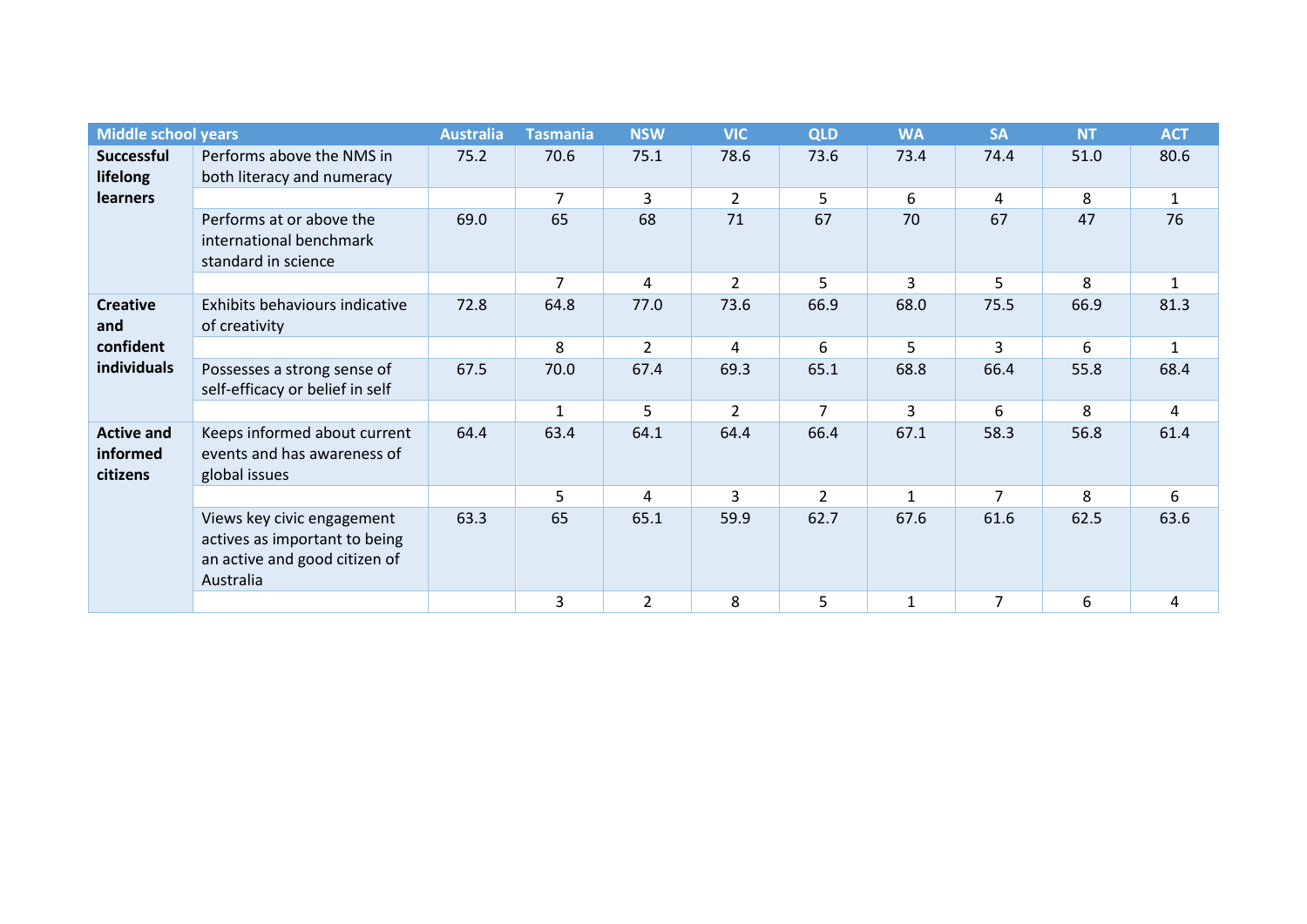| Middle school years | | Australia | Tasmania | NSW | VIC | QLD | WA | SA | NT | ACT |
|---|---|---|---|---|---|---|---|---|---|---|
| **Successful lifelong learners** | Performs above the NMS in both literacy and numeracy | 75.2 | 70.6 | 75.1 | 78.6 | 73.6 | 73.4 | 74.4 | 51.0 | 80.6 |
| | | | 7 | 3 | 2 | 5 | 6 | 4 | 8 | 1 |
| | Performs at or above the international benchmark standard in science | 69.0 | 65 | 68 | 71 | 67 | 70 | 67 | 47 | 76 |
| | | | 7 | 4 | 2 | 5 | 3 | 5 | 8 | 1 |
| **Creative and confident individuals** | Exhibits behaviours indicative of creativity | 72.8 | 64.8 | 77.0 | 73.6 | 66.9 | 68.0 | 75.5 | 66.9 | 81.3 |
| | | | 8 | 2 | 4 | 6 | 5 | 3 | 6 | 1 |
| | Possesses a strong sense of self-efficacy or belief in self | 67.5 | 70.0 | 67.4 | 69.3 | 65.1 | 68.8 | 66.4 | 55.8 | 68.4 |
| | | | 1 | 5 | 2 | 7 | 3 | 6 | 8 | 4 |
| **Active and informed citizens** | Keeps informed about current events and has awareness of global issues | 64.4 | 63.4 | 64.1 | 64.4 | 66.4 | 67.1 | 58.3 | 56.8 | 61.4 |
| | | | 5 | 4 | 3 | 2 | 1 | 7 | 8 | 6 |
| | Views key civic engagement actives as important to being an active and good citizen of Australia | 63.3 | 65 | 65.1 | 59.9 | 62.7 | 67.6 | 61.6 | 62.5 | 63.6 |
| | | | 3 | 2 | 8 | 5 | 1 | 7 | 6 | 4 |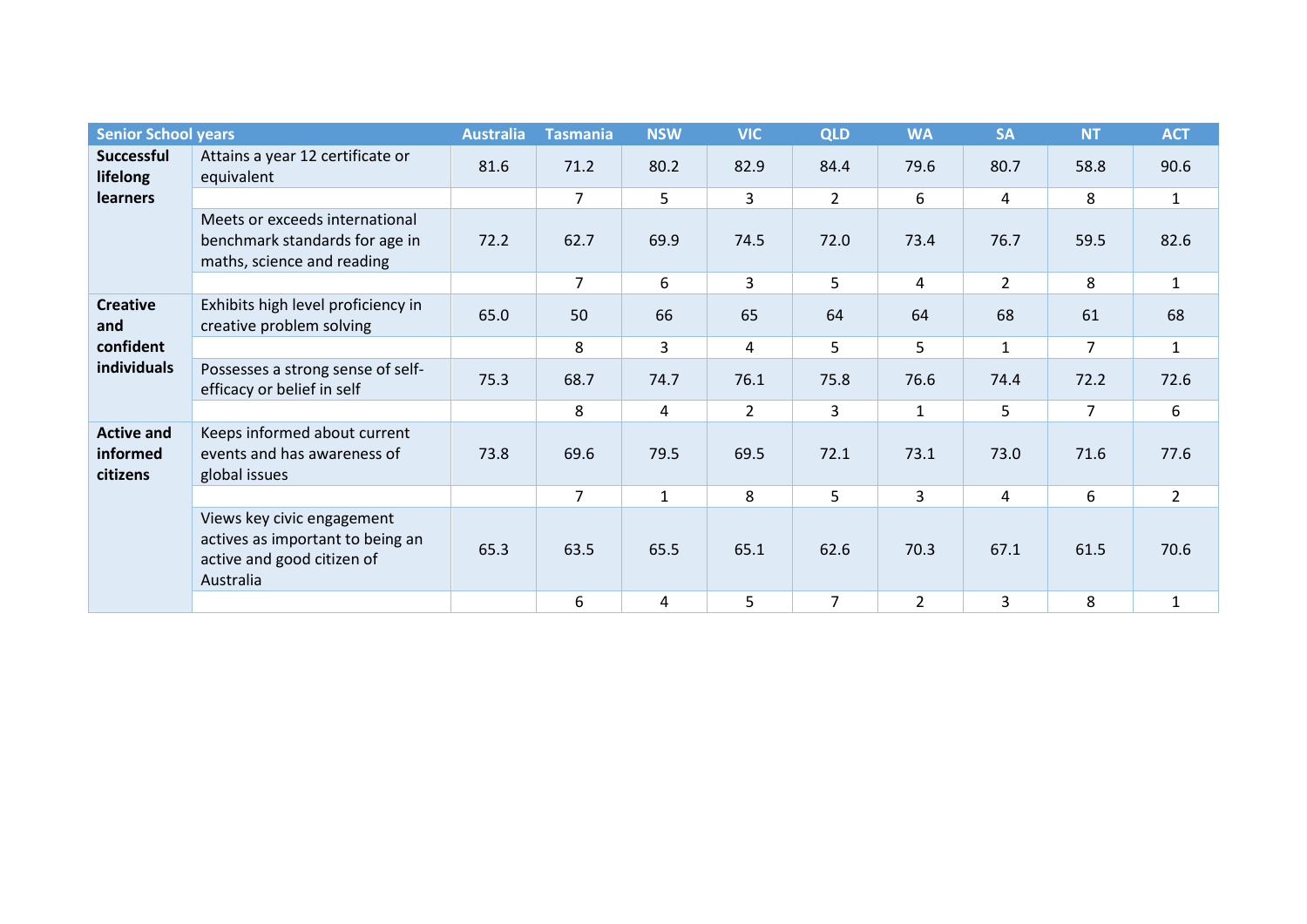| Senior School years | | Australia | Tasmania | NSW | VIC | QLD | WA | SA | NT | ACT |
|---|---|---|---|---|---|---|---|---|---|---|
| **Successful lifelong learners** | Attains a year 12 certificate or equivalent | 81.6 | 71.2 | 80.2 | 82.9 | 84.4 | 79.6 | 80.7 | 58.8 | 90.6 |
| | | | 7 | 5 | 3 | 2 | 6 | 4 | 8 | 1 |
| | Meets or exceeds international benchmark standards for age in maths, science and reading | 72.2 | 62.7 | 69.9 | 74.5 | 72.0 | 73.4 | 76.7 | 59.5 | 82.6 |
| | | | 7 | 6 | 3 | 5 | 4 | 2 | 8 | 1 |
| **Creative and confident individuals** | Exhibits high level proficiency in creative problem solving | 65.0 | 50 | 66 | 65 | 64 | 64 | 68 | 61 | 68 |
| | | | 8 | 3 | 4 | 5 | 5 | 1 | 7 | 1 |
| | Possesses a strong sense of self-efficacy or belief in self | 75.3 | 68.7 | 74.7 | 76.1 | 75.8 | 76.6 | 74.4 | 72.2 | 72.6 |
| | | | 8 | 4 | 2 | 3 | 1 | 5 | 7 | 6 |
| **Active and informed citizens** | Keeps informed about current events and has awareness of global issues | 73.8 | 69.6 | 79.5 | 69.5 | 72.1 | 73.1 | 73.0 | 71.6 | 77.6 |
| | | | 7 | 1 | 8 | 5 | 3 | 4 | 6 | 2 |
| | Views key civic engagement actives as important to being an active and good citizen of Australia | 65.3 | 63.5 | 65.5 | 65.1 | 62.6 | 70.3 | 67.1 | 61.5 | 70.6 |
| | | | 6 | 4 | 5 | 7 | 2 | 3 | 8 | 1 |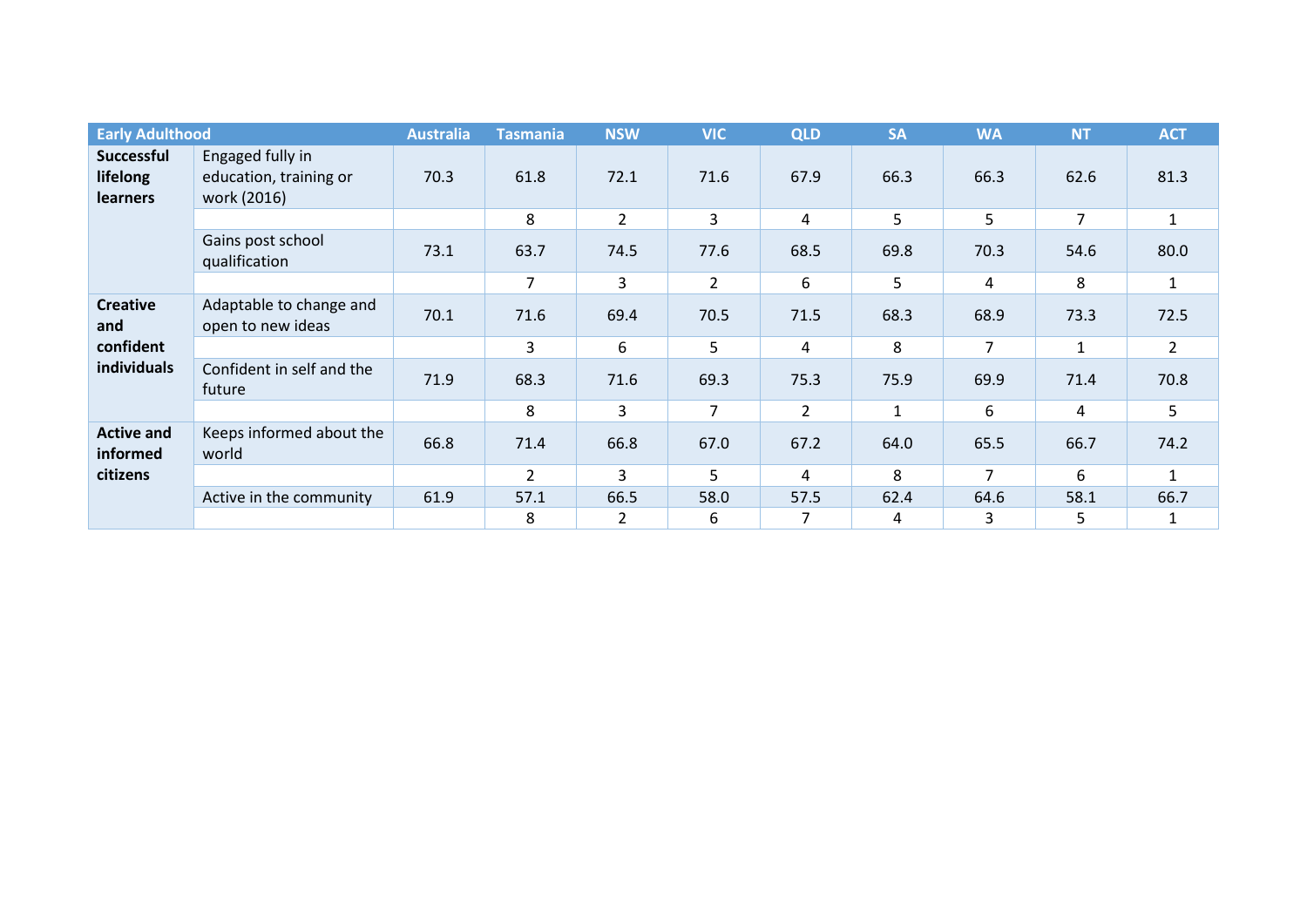| Early Adulthood | | Australia | Tasmania | NSW | VIC | QLD | SA | WA | NT | ACT |
|---|---|---|---|---|---|---|---|---|---|---|
| **Successful lifelong learners** | Engaged fully in education, training or work (2016) | 70.3 | 61.8 | 72.1 | 71.6 | 67.9 | 66.3 | 66.3 | 62.6 | 81.3 |
| | | | 8 | 2 | 3 | 4 | 5 | 5 | 7 | 1 |
| | Gains post school qualification | 73.1 | 63.7 | 74.5 | 77.6 | 68.5 | 69.8 | 70.3 | 54.6 | 80.0 |
| | | | 7 | 3 | 2 | 6 | 5 | 4 | 8 | 1 |
| **Creative and confident individuals** | Adaptable to change and open to new ideas | 70.1 | 71.6 | 69.4 | 70.5 | 71.5 | 68.3 | 68.9 | 73.3 | 72.5 |
| | | | 3 | 6 | 5 | 4 | 8 | 7 | 1 | 2 |
| | Confident in self and the future | 71.9 | 68.3 | 71.6 | 69.3 | 75.3 | 75.9 | 69.9 | 71.4 | 70.8 |
| | | | 8 | 3 | 7 | 2 | 1 | 6 | 4 | 5 |
| **Active and informed citizens** | Keeps informed about the world | 66.8 | 71.4 | 66.8 | 67.0 | 67.2 | 64.0 | 65.5 | 66.7 | 74.2 |
| | | | 2 | 3 | 5 | 4 | 8 | 7 | 6 | 1 |
| | Active in the community | 61.9 | 57.1 | 66.5 | 58.0 | 57.5 | 62.4 | 64.6 | 58.1 | 66.7 |
| | | | 8 | 2 | 6 | 7 | 4 | 3 | 5 | 1 |